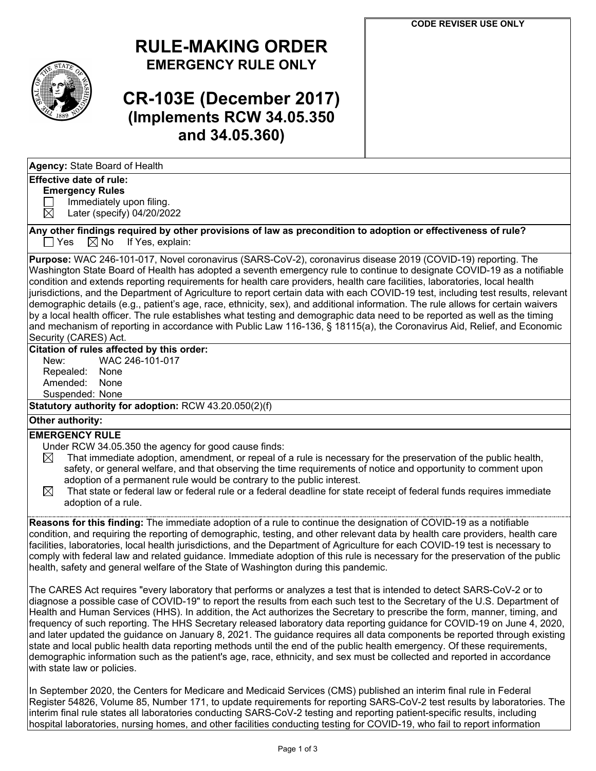# RULE-MAKING ORDER
## EMERGENCY RULE ONLY

# CR-103E (December 2017)
## (Implements RCW 34.05.350 and 34.05.360)

CODE REVISER USE ONLY

**Agency:** State Board of Health

**Effective date of rule:**

**Emergency Rules**

☐ Immediately upon filing.

☒ Later (specify) 04/20/2022

**Any other findings required by other provisions of law as precondition to adoption or effectiveness of rule?**

☐ Yes ☒ No If Yes, explain:

**Purpose:** WAC 246-101-017, Novel coronavirus (SARS-CoV-2), coronavirus disease 2019 (COVID-19) reporting. The Washington State Board of Health has adopted a seventh emergency rule to continue to designate COVID-19 as a notifiable condition and extends reporting requirements for health care providers, health care facilities, laboratories, local health jurisdictions, and the Department of Agriculture to report certain data with each COVID-19 test, including test results, relevant demographic details (e.g., patient's age, race, ethnicity, sex), and additional information. The rule allows for certain waivers by a local health officer. The rule establishes what testing and demographic data need to be reported as well as the timing and mechanism of reporting in accordance with Public Law 116-136, § 18115(a), the Coronavirus Aid, Relief, and Economic Security (CARES) Act.

**Citation of rules affected by this order:**

New: WAC 246-101-017
Repealed: None
Amended: None
Suspended: None

**Statutory authority for adoption:** RCW 43.20.050(2)(f)

**Other authority:**

**EMERGENCY RULE**

Under RCW 34.05.350 the agency for good cause finds:

☒ That immediate adoption, amendment, or repeal of a rule is necessary for the preservation of the public health, safety, or general welfare, and that observing the time requirements of notice and opportunity to comment upon adoption of a permanent rule would be contrary to the public interest.

☒ That state or federal law or federal rule or a federal deadline for state receipt of federal funds requires immediate adoption of a rule.

**Reasons for this finding:** The immediate adoption of a rule to continue the designation of COVID-19 as a notifiable condition, and requiring the reporting of demographic, testing, and other relevant data by health care providers, health care facilities, laboratories, local health jurisdictions, and the Department of Agriculture for each COVID-19 test is necessary to comply with federal law and related guidance. Immediate adoption of this rule is necessary for the preservation of the public health, safety and general welfare of the State of Washington during this pandemic.

The CARES Act requires "every laboratory that performs or analyzes a test that is intended to detect SARS-CoV-2 or to diagnose a possible case of COVID-19" to report the results from each such test to the Secretary of the U.S. Department of Health and Human Services (HHS). In addition, the Act authorizes the Secretary to prescribe the form, manner, timing, and frequency of such reporting. The HHS Secretary released laboratory data reporting guidance for COVID-19 on June 4, 2020, and later updated the guidance on January 8, 2021. The guidance requires all data components be reported through existing state and local public health data reporting methods until the end of the public health emergency. Of these requirements, demographic information such as the patient's age, race, ethnicity, and sex must be collected and reported in accordance with state law or policies.

In September 2020, the Centers for Medicare and Medicaid Services (CMS) published an interim final rule in Federal Register 54826, Volume 85, Number 171, to update requirements for reporting SARS-CoV-2 test results by laboratories. The interim final rule states all laboratories conducting SARS-CoV-2 testing and reporting patient-specific results, including hospital laboratories, nursing homes, and other facilities conducting testing for COVID-19, who fail to report information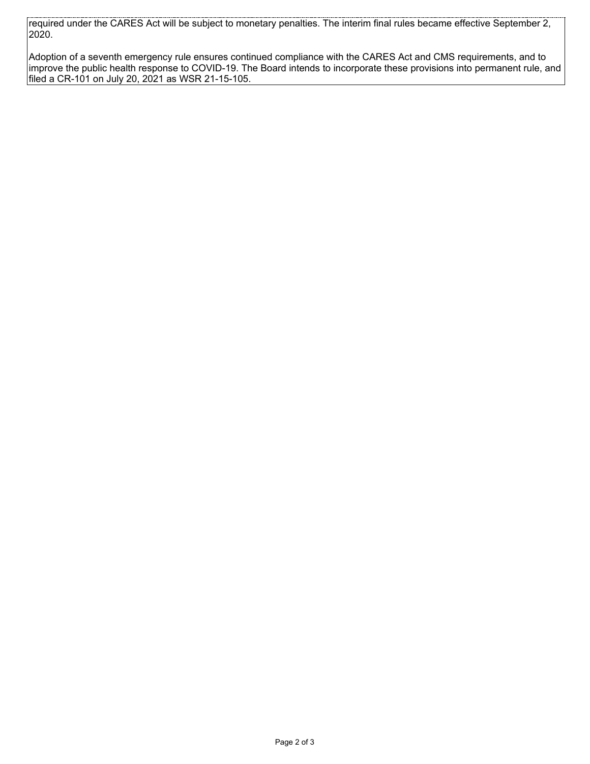required under the CARES Act will be subject to monetary penalties. The interim final rules became effective September 2, 2020.

Adoption of a seventh emergency rule ensures continued compliance with the CARES Act and CMS requirements, and to improve the public health response to COVID-19. The Board intends to incorporate these provisions into permanent rule, and filed a CR-101 on July 20, 2021 as WSR 21-15-105.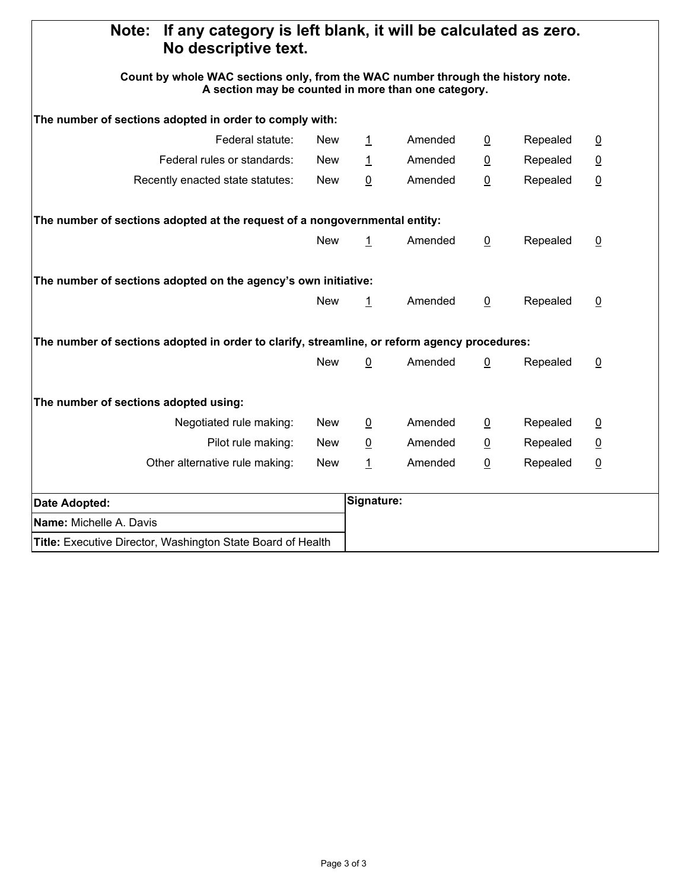**Note: If any category is left blank, it will be calculated as zero. No descriptive text.**

**Count by whole WAC sections only, from the WAC number through the history note. A section may be counted in more than one category.**

**The number of sections adopted in order to comply with:**

| | | | | | | |
|---|---|---|---|---|---|---|
| Federal statute: | New | 1 | Amended | 0 | Repealed | 0 |
| Federal rules or standards: | New | 1 | Amended | 0 | Repealed | 0 |
| Recently enacted state statutes: | New | 0 | Amended | 0 | Repealed | 0 |

**The number of sections adopted at the request of a nongovernmental entity:**

| | | | | | |
|---|---|---|---|---|---|
| New | 1 | Amended | 0 | Repealed | 0 |

**The number of sections adopted on the agency's own initiative:**

| | | | | | |
|---|---|---|---|---|---|
| New | 1 | Amended | 0 | Repealed | 0 |

**The number of sections adopted in order to clarify, streamline, or reform agency procedures:**

| | | | | | |
|---|---|---|---|---|---|
| New | 0 | Amended | 0 | Repealed | 0 |

**The number of sections adopted using:**

| | | | | | | |
|---|---|---|---|---|---|---|
| Negotiated rule making: | New | 0 | Amended | 0 | Repealed | 0 |
| Pilot rule making: | New | 0 | Amended | 0 | Repealed | 0 |
| Other alternative rule making: | New | 1 | Amended | 0 | Repealed | 0 |

| | |
|---|---|
| **Date Adopted:** | **Signature:** |
| **Name:** Michelle A. Davis | |
| **Title:** Executive Director, Washington State Board of Health | |